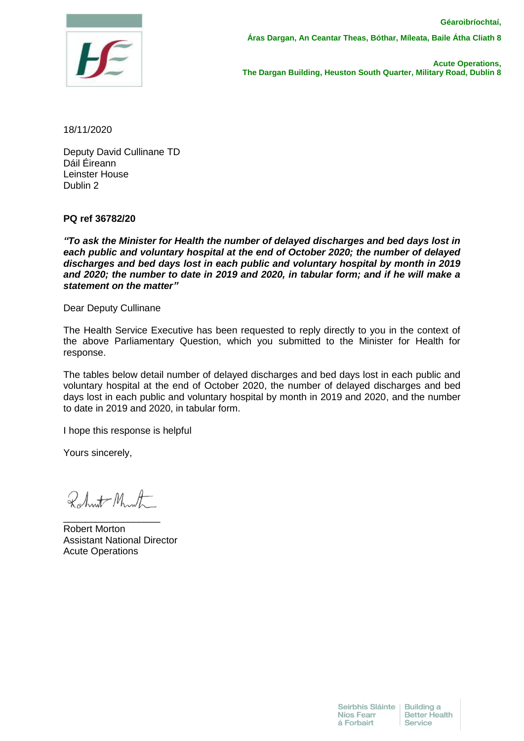Géaroibríochtaí,

Áras Dargan, An Ceantar Theas, Bóthar, Míleata, Baile Átha Cliath 8

Acute Operations,
The Dargan Building, Heuston South Quarter, Military Road, Dublin 8

18/11/2020

Deputy David Cullinane TD
Dáil Éireann
Leinster House
Dublin 2

**PQ ref 36782/20**

***"To ask the Minister for Health the number of delayed discharges and bed days lost in each public and voluntary hospital at the end of October 2020; the number of delayed discharges and bed days lost in each public and voluntary hospital by month in 2019 and 2020; the number to date in 2019 and 2020, in tabular form; and if he will make a statement on the matter"***

Dear Deputy Cullinane

The Health Service Executive has been requested to reply directly to you in the context of the above Parliamentary Question, which you submitted to the Minister for Health for response.

The tables below detail number of delayed discharges and bed days lost in each public and voluntary hospital at the end of October 2020, the number of delayed discharges and bed days lost in each public and voluntary hospital by month in 2019 and 2020, and the number to date in 2019 and 2020, in tabular form.

I hope this response is helpful

Yours sincerely,

\_\_\_\_\_\_\_\_\_\_\_\_\_\_\_\_\_\_
Robert Morton
Assistant National Director
Acute Operations

Seirbhís Sláinte Níos Fearr á Forbairt | Building a Better Health Service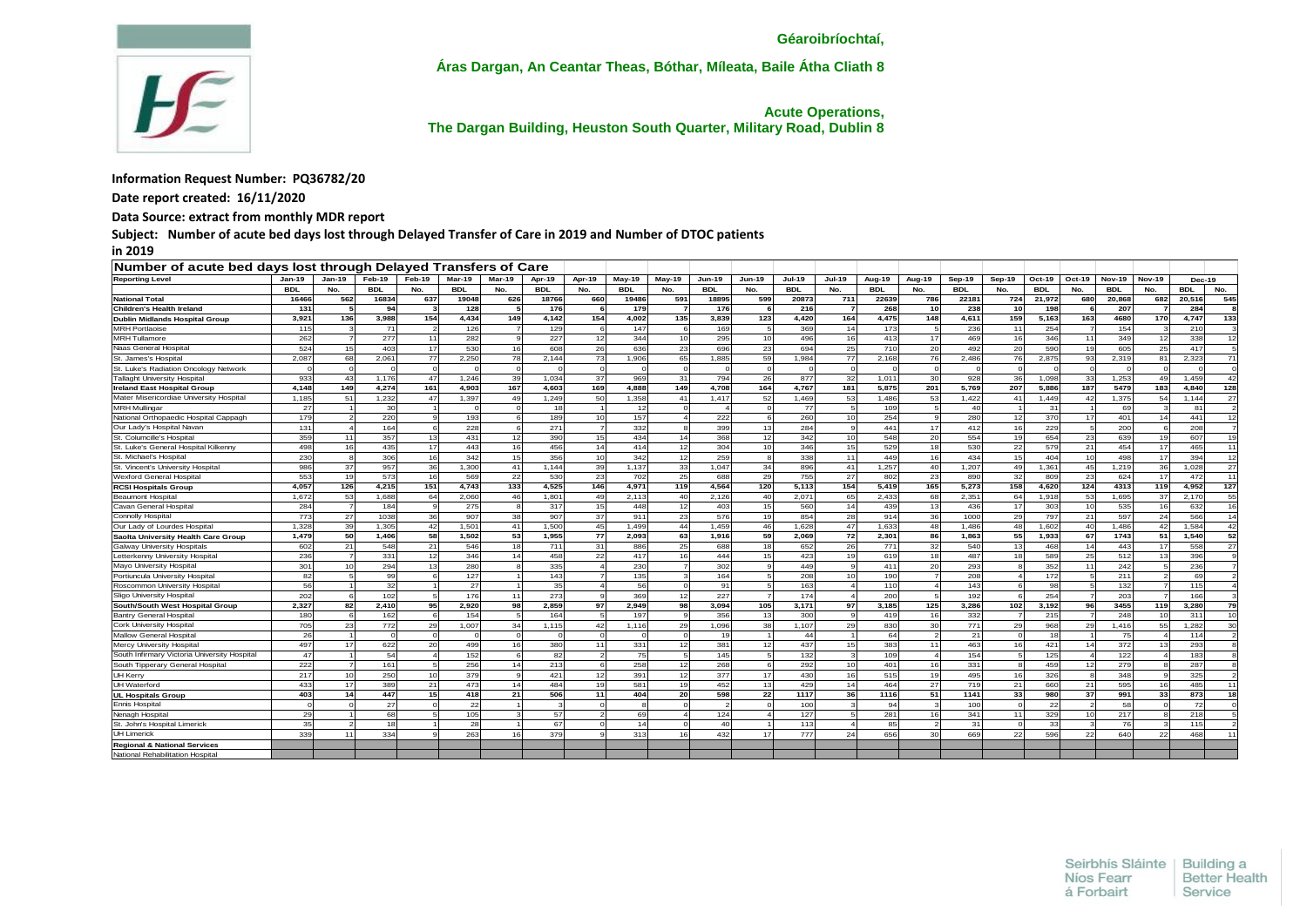**Géaroibríochtaí,**

**Áras Dargan, An Ceantar Theas, Bóthar, Míleata, Baile Átha Cliath 8**

**Acute Operations,**
**The Dargan Building, Heuston South Quarter, Military Road, Dublin 8**

**Information Request Number: PQ36782/20**

**Date report created: 16/11/2020**

**Data Source: extract from monthly MDR report**

**Subject: Number of acute bed days lost through Delayed Transfer of Care in 2019 and Number of DTOC patients in 2019**

| Number of acute bed days lost through Delayed Transfers of Care | | | | | | | | | | | | | | | | | | | | | | | | |
|---|---|---|---|---|---|---|---|---|---|---|---|---|---|---|---|---|---|---|---|---|---|---|---|---|
| Reporting Level | Jan-19 | Jan-19 | Feb-19 | Feb-19 | Mar-19 | Mar-19 | Apr-19 | Apr-19 | May-19 | May-19 | Jun-19 | Jun-19 | Jul-19 | Jul-19 | Aug-19 | Aug-19 | Sep-19 | Sep-19 | Oct-19 | Oct-19 | Nov-19 | Nov-19 | Dec-19 | |
| | BDL | No. | BDL | No. | BDL | No. | BDL | No. | BDL | No. | BDL | No. | BDL | No. | BDL | No. | BDL | No. | BDL | No. | BDL | No. | BDL | No. |
| National Total | 16466 | 562 | 16834 | 637 | 19048 | 626 | 18766 | 660 | 19486 | 591 | 18895 | 599 | 20873 | 711 | 22639 | 786 | 22181 | 724 | 21,972 | 680 | 20,868 | 682 | 20,516 | 545 |
| Children's Health Ireland | 131 | 5 | 94 | 3 | 128 | 5 | 176 | 6 | 179 | 7 | 176 | 6 | 216 | 7 | 268 | 10 | 238 | 10 | 198 | 6 | 207 | 7 | 284 | 8 |
| Dublin Midlands Hospital Group | 3,921 | 136 | 3,988 | 154 | 4,434 | 149 | 4,142 | 154 | 4,002 | 135 | 3,839 | 123 | 4,420 | 164 | 4,475 | 148 | 4,611 | 159 | 5,163 | 163 | 4680 | 170 | 4,747 | 133 |
| MRH Portlaoise | 115 | 3 | 71 | 2 | 126 | 7 | 129 | 6 | 147 | 6 | 169 | 5 | 369 | 14 | 173 | 5 | 236 | 11 | 254 | 7 | 154 | 3 | 210 | 3 |
| MRH Tullamore | 262 | 7 | 277 | 11 | 282 | 9 | 227 | 12 | 344 | 10 | 295 | 10 | 496 | 16 | 413 | 17 | 469 | 16 | 346 | 11 | 349 | 12 | 338 | 12 |
| Naas General Hospital | 524 | 15 | 403 | 17 | 530 | 16 | 608 | 26 | 636 | 23 | 696 | 23 | 694 | 25 | 710 | 20 | 492 | 20 | 590 | 19 | 605 | 25 | 417 | 5 |
| St. James's Hospital | 2,087 | 68 | 2,061 | 77 | 2,250 | 78 | 2,144 | 73 | 1,906 | 65 | 1,885 | 59 | 1,984 | 77 | 2,168 | 76 | 2,486 | 76 | 2,875 | 93 | 2,319 | 81 | 2,323 | 71 |
| St. Luke's Radiation Oncology Network | 0 | 0 | 0 | 0 | 0 | 0 | 0 | 0 | 0 | 0 | 0 | 0 | 0 | 0 | 0 | 0 | 0 | 0 | 0 | 0 | 0 | 0 | 0 | 0 |
| Tallaght University Hospital | 933 | 43 | 1,176 | 47 | 1,246 | 39 | 1,034 | 37 | 969 | 31 | 794 | 26 | 877 | 32 | 1,011 | 30 | 928 | 36 | 1,098 | 33 | 1,253 | 49 | 1,459 | 42 |
| Ireland East Hospital Group | 4,148 | 149 | 4,274 | 161 | 4,903 | 167 | 4,603 | 169 | 4,888 | 149 | 4,708 | 164 | 4,767 | 181 | 5,875 | 201 | 5,769 | 207 | 5,886 | 187 | 5479 | 183 | 4,840 | 128 |
| Mater Misericordiae University Hospital | 1,185 | 51 | 1,232 | 47 | 1,397 | 49 | 1,249 | 50 | 1,358 | 41 | 1,417 | 52 | 1,469 | 53 | 1,486 | 53 | 1,422 | 41 | 1,449 | 42 | 1,375 | 54 | 1,144 | 27 |
| MRH Mullingar | 27 | 1 | 30 | 1 | 0 | 0 | 18 | 1 | 12 | 0 | 4 | 0 | 77 | 5 | 109 | 5 | 40 | 1 | 31 | 1 | 69 | 3 | 81 | 2 |
| National Orthopaedic Hospital Cappagh | 179 | 2 | 220 | 9 | 193 | 6 | 189 | 10 | 157 | 4 | 222 | 6 | 260 | 10 | 254 | 9 | 280 | 12 | 370 | 17 | 401 | 14 | 441 | 12 |
| Our Lady's Hospital Navan | 131 | 4 | 164 | 6 | 228 | 6 | 271 | 7 | 332 | 8 | 399 | 13 | 284 | 9 | 441 | 17 | 412 | 16 | 229 | 5 | 200 | 6 | 208 | 7 |
| St. Columcille's Hospital | 359 | 11 | 357 | 13 | 431 | 12 | 390 | 15 | 434 | 14 | 368 | 12 | 342 | 10 | 548 | 20 | 554 | 19 | 654 | 23 | 639 | 19 | 607 | 19 |
| St. Luke's General Hospital Kilkenny | 498 | 16 | 435 | 17 | 443 | 16 | 456 | 14 | 414 | 12 | 304 | 10 | 346 | 15 | 529 | 18 | 530 | 22 | 579 | 21 | 454 | 17 | 465 | 11 |
| St. Michael's Hospital | 230 | 8 | 306 | 16 | 342 | 15 | 356 | 10 | 342 | 12 | 259 | 8 | 338 | 11 | 449 | 16 | 434 | 15 | 404 | 10 | 498 | 17 | 394 | 12 |
| St. Vincent's University Hospital | 986 | 37 | 957 | 36 | 1,300 | 41 | 1,144 | 39 | 1,137 | 33 | 1,047 | 34 | 896 | 41 | 1,257 | 40 | 1,207 | 49 | 1,361 | 45 | 1,219 | 36 | 1,028 | 27 |
| Wexford General Hospital | 553 | 19 | 573 | 16 | 569 | 22 | 530 | 23 | 702 | 25 | 688 | 29 | 755 | 27 | 802 | 23 | 890 | 32 | 809 | 23 | 624 | 17 | 472 | 11 |
| RCSI Hospitals Group | 4,057 | 126 | 4,215 | 151 | 4,743 | 133 | 4,525 | 146 | 4,971 | 119 | 4,564 | 120 | 5,113 | 154 | 5,419 | 165 | 5,273 | 158 | 4,620 | 124 | 4313 | 119 | 4,952 | 127 |
| Beaumont Hospital | 1,672 | 53 | 1,688 | 64 | 2,060 | 46 | 1,801 | 49 | 2,113 | 40 | 2,126 | 40 | 2,071 | 65 | 2,433 | 68 | 2,351 | 64 | 1,918 | 53 | 1,695 | 37 | 2,170 | 55 |
| Cavan General Hospital | 284 | 7 | 184 | 9 | 275 | 8 | 317 | 15 | 448 | 12 | 403 | 15 | 560 | 14 | 439 | 13 | 436 | 17 | 303 | 10 | 535 | 16 | 632 | 16 |
| Connolly Hospital | 773 | 27 | 1038 | 36 | 907 | 38 | 907 | 37 | 911 | 23 | 576 | 19 | 854 | 28 | 914 | 36 | 1000 | 29 | 797 | 21 | 597 | 24 | 566 | 14 |
| Our Lady of Lourdes Hospital | 1,328 | 39 | 1,305 | 42 | 1,501 | 41 | 1,500 | 45 | 1,499 | 44 | 1,459 | 46 | 1,628 | 47 | 1,633 | 48 | 1,486 | 48 | 1,602 | 40 | 1,486 | 42 | 1,584 | 42 |
| Saolta University Health Care Group | 1,479 | 50 | 1,406 | 58 | 1,502 | 53 | 1,955 | 77 | 2,093 | 63 | 1,916 | 59 | 2,069 | 72 | 2,301 | 86 | 1,863 | 55 | 1,933 | 67 | 1743 | 51 | 1,540 | 52 |
| Galway University Hospitals | 602 | 21 | 548 | 21 | 546 | 18 | 711 | 31 | 886 | 25 | 688 | 18 | 652 | 26 | 771 | 32 | 540 | 13 | 468 | 14 | 443 | 17 | 558 | 27 |
| Letterkenny University Hospital | 236 | 7 | 331 | 12 | 346 | 14 | 458 | 22 | 417 | 16 | 444 | 15 | 423 | 19 | 619 | 18 | 487 | 18 | 589 | 25 | 512 | 13 | 396 | 9 |
| Mayo University Hospital | 301 | 10 | 294 | 13 | 280 | 8 | 335 | 4 | 230 | 7 | 302 | 9 | 449 | 9 | 411 | 20 | 293 | 8 | 352 | 11 | 242 | 5 | 236 | 7 |
| Portiuncula University Hospital | 82 | 5 | 99 | 6 | 127 | 1 | 143 | 7 | 135 | 3 | 164 | 5 | 208 | 10 | 190 | 7 | 208 | 4 | 172 | 5 | 211 | 2 | 69 | 2 |
| Roscommon University Hospital | 56 | 1 | 32 | 1 | 27 | 1 | 35 | 4 | 56 | 0 | 91 | 5 | 163 | 4 | 110 | 4 | 143 | 6 | 98 | 5 | 132 | 7 | 115 | 4 |
| Sligo University Hospital | 202 | 6 | 102 | 5 | 176 | 11 | 273 | 9 | 369 | 12 | 227 | 7 | 174 | 4 | 200 | 5 | 192 | 6 | 254 | 7 | 203 | 7 | 166 | 3 |
| South/South West Hospital Group | 2,327 | 82 | 2,410 | 95 | 2,920 | 98 | 2,859 | 97 | 2,949 | 98 | 3,094 | 105 | 3,171 | 97 | 3,185 | 125 | 3,286 | 102 | 3,192 | 96 | 3455 | 119 | 3,280 | 79 |
| Bantry General Hospital | 180 | 6 | 162 | 6 | 154 | 5 | 164 | 5 | 197 | 9 | 356 | 13 | 300 | 9 | 419 | 16 | 332 | 7 | 215 | 7 | 248 | 10 | 311 | 10 |
| Cork University Hospital | 705 | 23 | 772 | 29 | 1,007 | 34 | 1,115 | 42 | 1,116 | 29 | 1,096 | 38 | 1,107 | 29 | 830 | 30 | 771 | 29 | 968 | 29 | 1,416 | 55 | 1,282 | 30 |
| Mallow General Hospital | 26 | 1 | 0 | 0 | 0 | 0 | 0 | 0 | 0 | 0 | 19 | 1 | 44 | 1 | 64 | 2 | 21 | 0 | 18 | 1 | 75 | 4 | 114 | 2 |
| Mercy University Hospital | 497 | 17 | 622 | 20 | 499 | 16 | 380 | 11 | 331 | 12 | 381 | 12 | 437 | 15 | 383 | 11 | 463 | 16 | 421 | 14 | 372 | 13 | 293 | 8 |
| South Infirmary Victoria University Hospital | 47 | 1 | 54 | 4 | 152 | 6 | 82 | 2 | 75 | 5 | 145 | 5 | 132 | 3 | 109 | 4 | 154 | 5 | 125 | 4 | 122 | 4 | 183 | 8 |
| South Tipperary General Hospital | 222 | 7 | 161 | 5 | 256 | 14 | 213 | 6 | 258 | 12 | 268 | 6 | 292 | 10 | 401 | 16 | 331 | 8 | 459 | 12 | 279 | 8 | 287 | 8 |
| UH Kerry | 217 | 10 | 250 | 10 | 379 | 9 | 421 | 12 | 391 | 12 | 377 | 17 | 430 | 16 | 515 | 19 | 495 | 16 | 326 | 8 | 348 | 9 | 325 | 2 |
| UH Waterford | 433 | 17 | 389 | 21 | 473 | 14 | 484 | 19 | 581 | 19 | 452 | 13 | 429 | 14 | 464 | 27 | 719 | 21 | 660 | 21 | 595 | 16 | 485 | 11 |
| UL Hospitals Group | 403 | 14 | 447 | 15 | 418 | 21 | 506 | 11 | 404 | 20 | 598 | 22 | 1117 | 36 | 1116 | 51 | 1141 | 33 | 980 | 37 | 991 | 33 | 873 | 18 |
| Ennis Hospital | 0 | 0 | 27 | 0 | 22 | 1 | 3 | 0 | 8 | 0 | 2 | 0 | 100 | 3 | 94 | 3 | 100 | 0 | 22 | 2 | 58 | 0 | 72 | 0 |
| Nenagh Hospital | 29 | 1 | 68 | 5 | 105 | 3 | 57 | 2 | 69 | 4 | 124 | 4 | 127 | 5 | 281 | 16 | 341 | 11 | 329 | 10 | 217 | 8 | 218 | 5 |
| St. John's Hospital Limerick | 35 | 2 | 18 | 1 | 28 | 1 | 67 | 0 | 14 | 0 | 40 | 1 | 113 | 4 | 85 | 2 | 31 | 0 | 33 | 3 | 76 | 3 | 115 | 2 |
| UH Limerick | 339 | 11 | 334 | 9 | 263 | 16 | 379 | 9 | 313 | 16 | 432 | 17 | 777 | 24 | 656 | 30 | 669 | 22 | 596 | 22 | 640 | 22 | 468 | 11 |
| Regional & National Services | | | | | | | | | | | | | | | | | | | | | | | | |
| National Rehabilitation Hospital | | | | | | | | | | | | | | | | | | | | | | | | |

Seirbhís Sláinte Níos Fearr á Forbairt | Building a Better Health Service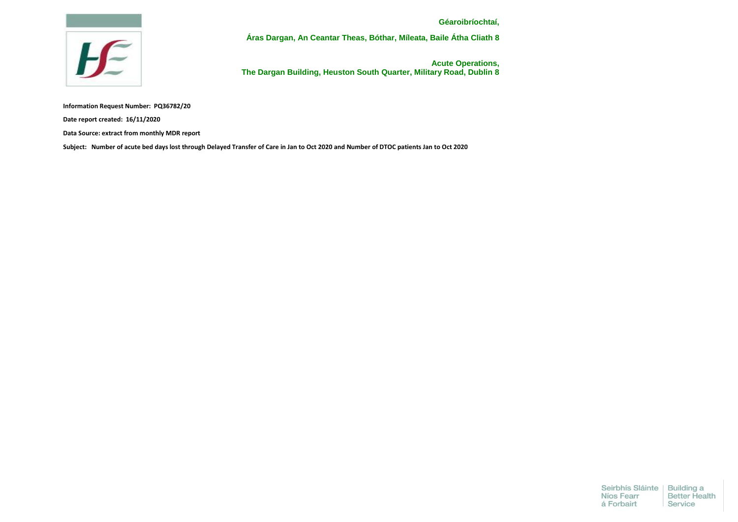Géaroibríochtaí,

Áras Dargan, An Ceantar Theas, Bóthar, Míleata, Baile Átha Cliath 8

Acute Operations,
The Dargan Building, Heuston South Quarter, Military Road, Dublin 8

**Information Request Number: PQ36782/20**

**Date report created: 16/11/2020**

**Data Source: extract from monthly MDR report**

**Subject: Number of acute bed days lost through Delayed Transfer of Care in Jan to Oct 2020 and Number of DTOC patients Jan to Oct 2020**

Seirbhís Sláinte Níos Fearr á Forbairt | Building a Better Health Service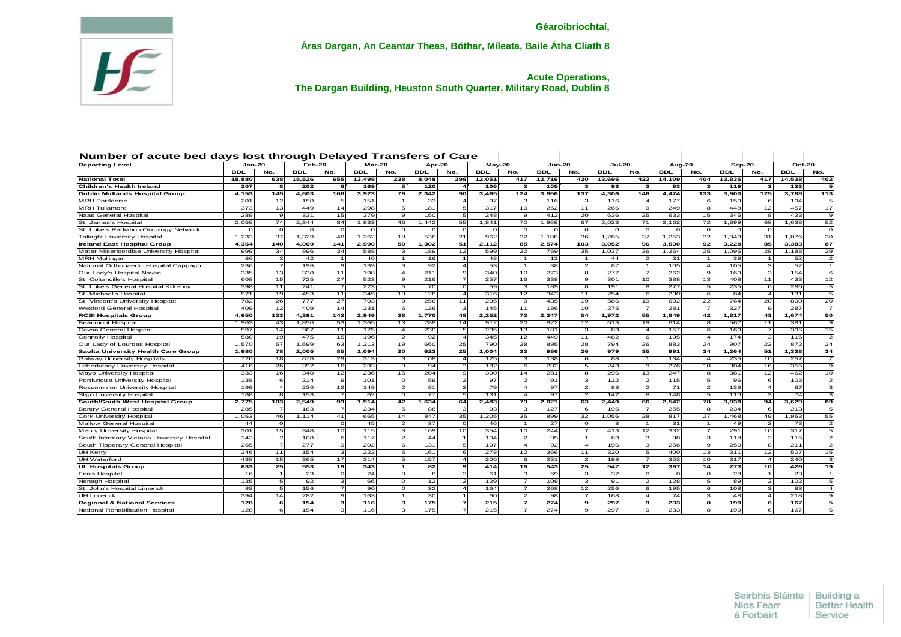Géaroibríochtaí,

**Áras Dargan, An Ceantar Theas, Bóthar, Míleata, Baile Átha Cliath 8**

**Acute Operations,**
**The Dargan Building, Heuston South Quarter, Military Road, Dublin 8**

| Number of acute bed days lost through Delayed Transfers of Care | | | | | | | | | | | | | | | | | | | | | |
|---|---|---|---|---|---|---|---|---|---|---|---|---|---|---|---|---|---|---|---|---|---|
| **Reporting Level** | **Jan-20** | | **Feb-20** | | **Mar-20** | | **Apr-20** | | **May-20** | | **Jun-20** | | **Jul-20** | | **Aug-20** | | **Sep-20** | | **Oct-20** | |
| | **BDL** | **No.** | **BDL** | **No.** | **BDL** | **No.** | **BDL** | **No.** | **BDL** | **No.** | **BDL** | **No.** | **BDL** | **No.** | **BDL** | **No.** | **BDL** | **No.** | **BDL** | **No.** |
| **National Total** | **18,880** | **638** | **18,526** | **655** | **13,498** | **238** | **8,048** | **298** | **12,051** | **417** | **12,716** | **420** | **13,695** | **422** | **14,109** | **404** | **13,835** | **417** | **14,538** | **402** |
| **Children's Health Ireland** | **207** | **8** | **202** | **6** | **169** | **5** | **120** | **4** | **106** | **3** | **105** | **3** | **93** | **3** | **93** | **3** | **116** | **3** | **133** | **5** |
| **Dublin Midlands Hospital Group** | **4,153** | **145** | **4,603** | **166** | **3,923** | **79** | **2,342** | **90** | **3,465** | **124** | **3,866** | **137** | **4,306** | **146** | **4,474** | **133** | **3,900** | **125** | **3,788** | **113** |
| MRH Portlaoise | 201 | 12 | 150 | 5 | 151 | 1 | 33 | 4 | 97 | 3 | 116 | 3 | 116 | 4 | 177 | 6 | 159 | 6 | 194 | 5 |
| MRH Tullamore | 373 | 13 | 449 | 14 | 298 | 5 | 181 | 5 | 317 | 10 | 262 | 11 | 266 | 9 | 249 | 8 | 448 | 12 | 457 | 17 |
| Naas General Hospital | 288 | 9 | 331 | 15 | 379 | 9 | 150 | 5 | 248 | 9 | 412 | 20 | 636 | 25 | 633 | 15 | 345 | 8 | 423 | 9 |
| St. James's Hospital | 2,058 | 74 | 2,344 | 84 | 1,833 | 46 | 1,442 | 55 | 1,841 | 70 | 1,968 | 67 | 2,023 | 71 | 2,162 | 72 | 1,899 | 68 | 1,638 | 52 |
| St. Luke's Radiation Oncology Network | 0 | 0 | 0 | 0 | 0 | 0 | 0 | 0 | 0 | 0 | 0 | 0 | 0 | 0 | 0 | 0 | 0 | 0 | | 0 |
| Tallaght University Hospital | 1,233 | 37 | 1,329 | 48 | 1,262 | 18 | 536 | 21 | 962 | 32 | 1,108 | 36 | 1,265 | 37 | 1,253 | 32 | 1,049 | 31 | 1,076 | 30 |
| **Ireland East Hospital Group** | **4,354** | **140** | **4,069** | **141** | **2,990** | **50** | **1,302** | **51** | **2,112** | **85** | **2,574** | **103** | **3,052** | **96** | **3,530** | **92** | **3,228** | **85** | **3,383** | **87** |
| Mater Misericordiae University Hospital | 999 | 34 | 896 | 34 | 588 | 3 | 189 | 12 | 599 | 22 | 759 | 35 | 1,037 | 36 | 1,264 | 25 | 1,095 | 28 | 1,188 | 29 |
| MRH Mullingar | 66 | 3 | 42 | 1 | 40 | 1 | 16 | 1 | 48 | 1 | 13 | 1 | 44 | 2 | 31 | 1 | 38 | 1 | 52 | 2 |
| National Orthopaedic Hospital Cappagh | 236 | 7 | 196 | 9 | 139 | 3 | 92 | 4 | 53 | 1 | 38 | 2 | 87 | 1 | 105 | 4 | 105 | 3 | 52 | 1 |
| Our Lady's Hospital Navan | 335 | 13 | 330 | 11 | 198 | 4 | 211 | 9 | 340 | 10 | 273 | 8 | 277 | 7 | 262 | 9 | 169 | 3 | 154 | 6 |
| St. Columcille's Hospital | 608 | 15 | 725 | 27 | 523 | 9 | 216 | 7 | 257 | 16 | 338 | 9 | 301 | 10 | 388 | 13 | 408 | 11 | 433 | 12 |
| St. Luke's General Hospital Kilkenny | 398 | 11 | 241 | 7 | 223 | 5 | 70 | 0 | 59 | 3 | 189 | 8 | 191 | 8 | 277 | 5 | 235 | 6 | 286 | 5 |
| St. Michael's Hospital | 521 | 19 | 453 | 11 | 345 | 10 | 126 | 4 | 316 | 12 | 343 | 11 | 254 | 6 | 230 | 6 | 84 | 4 | 131 | 5 |
| St. Vincent's University Hospital | 782 | 26 | 777 | 27 | 703 | 9 | 256 | 11 | 295 | 9 | 435 | 19 | 586 | 19 | 692 | 22 | 764 | 20 | 800 | 20 |
| Wexford General Hospital | 409 | 12 | 409 | 14 | 231 | 6 | 126 | 3 | 145 | 11 | 186 | 10 | 275 | 7 | 281 | 7 | 327 | 9 | 287 | 7 |
| **RCSI Hospitals Group** | **4,650** | **133** | **4,391** | **142** | **2,949** | **38** | **1,770** | **48** | **2,252** | **73** | **2,347** | **54** | **1,972** | **55** | **1,849** | **42** | **1,817** | **43** | **1,674** | **50** |
| Beaumont Hospital | 1,903 | 43 | 1,850 | 53 | 1,365 | 13 | 788 | 14 | 912 | 20 | 822 | 12 | 613 | 19 | 614 | 8 | 567 | 11 | 381 | 9 |
| Cavan General Hospital | 597 | 14 | 367 | 11 | 175 | 4 | 230 | 5 | 205 | 13 | 181 | 3 | 83 | 4 | 157 | 6 | 169 | 7 | 305 | 15 |
| Connolly Hospital | 580 | 19 | 475 | 15 | 196 | 2 | 92 | 4 | 345 | 12 | 449 | 11 | 482 | 6 | 195 | 4 | 174 | 3 | 116 | 2 |
| Our Lady of Lourdes Hospital | 1,570 | 57 | 1,699 | 63 | 1,213 | 19 | 660 | 25 | 790 | 28 | 895 | 28 | 794 | 26 | 883 | 24 | 907 | 22 | 872 | 24 |
| **Saolta University Health Care Group** | **1,980** | **78** | **2,005** | **85** | **1,094** | **20** | **623** | **25** | **1,004** | **33** | **986** | **26** | **979** | **35** | **991** | **34** | **1,264** | **51** | **1,338** | **34** |
| Galway University Hospitals | 726 | 18 | 676 | 29 | 313 | 3 | 108 | 4 | 125 | 3 | 138 | 6 | 88 | 1 | 134 | 4 | 235 | 10 | 257 | 7 |
| Letterkenny University Hospital | 416 | 26 | 392 | 16 | 233 | 0 | 94 | 3 | 182 | 6 | 282 | 5 | 243 | 9 | 276 | 10 | 304 | 16 | 355 | 9 |
| Mayo University Hospital | 333 | 16 | 340 | 12 | 236 | 15 | 204 | 9 | 390 | 14 | 281 | 8 | 296 | 13 | 247 | 8 | 381 | 12 | 462 | 10 |
| Portiuncula University Hospital | 138 | 6 | 214 | 9 | 101 | 0 | 59 | 2 | 97 | 2 | 91 | 3 | 122 | 2 | 115 | 5 | 96 | 6 | 103 | 2 |
| Roscommon University Hospital | 199 | 4 | 230 | 12 | 149 | 2 | 81 | 2 | 79 | 4 | 97 | 2 | 88 | 2 | 71 | 2 | 138 | 4 | 87 | 3 |
| Sligo University Hospital | 168 | 8 | 153 | 7 | 62 | 0 | 77 | 5 | 131 | 4 | 97 | 2 | 142 | 8 | 148 | 5 | 110 | 3 | 74 | 3 |
| **South/South West Hospital Group** | **2,775** | **103** | **2,549** | **93** | **1,914** | **42** | **1,634** | **64** | **2,483** | **73** | **2,021** | **63** | **2,449** | **66** | **2,542** | **78** | **3,038** | **94** | **3,629** | **89** |
| Bantry General Hospital | 285 | 7 | 183 | 7 | 234 | 5 | 88 | 3 | 93 | 3 | 127 | 6 | 195 | 7 | 255 | 8 | 234 | 6 | 213 | 5 |
| Cork University Hospital | 1,053 | 46 | 1,114 | 41 | 665 | 14 | 847 | 35 | 1,205 | 35 | 899 | 32 | 1,056 | 28 | 817 | 27 | 1,468 | 49 | 1,953 | 55 |
| Mallow General Hospital | 44 | 0 | | 0 | 45 | 2 | 37 | 0 | 46 | 1 | 27 | 0 | 8 | 1 | 31 | 1 | 49 | 2 | 73 | 2 |
| Mercy University Hospital | 301 | 15 | 348 | 10 | 115 | 3 | 169 | 10 | 354 | 10 | 244 | 7 | 413 | 12 | 332 | 7 | 291 | 10 | 317 | 5 |
| South Infirmary Victoria University Hospital | 143 | 2 | 108 | 6 | 117 | 2 | 44 | 1 | 104 | 2 | 35 | 1 | 63 | 3 | 98 | 3 | 118 | 3 | 115 | 2 |
| South Tipperary General Hospital | 265 | 7 | 277 | 9 | 202 | 6 | 131 | 5 | 197 | 4 | 92 | 4 | 196 | 3 | 256 | 9 | 250 | 8 | 211 | 2 |
| UH Kerry | 246 | 11 | 154 | 3 | 222 | 5 | 161 | 6 | 278 | 12 | 366 | 11 | 320 | 5 | 400 | 13 | 311 | 12 | 507 | 15 |
| UH Waterford | 438 | 15 | 365 | 17 | 314 | 5 | 157 | 4 | 206 | 6 | 231 | 2 | 198 | 7 | 353 | 10 | 317 | 4 | 240 | 3 |
| **UL Hospitals Group** | **633** | **25** | **553** | **19** | **343** | **1** | **82** | **9** | **414** | **19** | **543** | **25** | **547** | **12** | **397** | **14** | **273** | **10** | **426** | **19** |
| Ennis Hospital | 16 | 1 | 23 | 0 | 24 | 0 | 8 | 2 | 61 | 3 | 69 | 3 | 32 | 0 | 0 | 0 | 28 | 1 | 23 | 1 |
| Nenagh Hospital | 135 | 5 | 92 | 3 | 66 | 0 | 12 | 2 | 129 | 7 | 108 | 3 | 91 | 2 | 128 | 5 | 89 | 2 | 102 | 5 |
| St. John's Hospital Limerick | 88 | 5 | 156 | 7 | 90 | 0 | 32 | 4 | 164 | 7 | 268 | 12 | 256 | 6 | 195 | 6 | 108 | 3 | 83 | 4 |
| UH Limerick | 394 | 14 | 282 | 9 | 163 | 1 | 30 | 1 | 60 | 2 | 98 | 7 | 168 | 4 | 74 | 3 | 48 | 4 | 218 | 9 |
| **Regional & National Services** | **128** | **6** | **154** | **3** | **116** | **3** | **175** | **7** | **215** | **7** | **274** | **9** | **297** | **9** | **233** | **8** | **199** | **6** | **167** | **5** |
| National Rehabilitation Hospital | 128 | 6 | 154 | 3 | 116 | 3 | 175 | 7 | 215 | 7 | 274 | 9 | 297 | 9 | 233 | 8 | 199 | 6 | 167 | 5 |

Seirbhís Sláinte Níos Fearr á Forbairt | Building a Better Health Service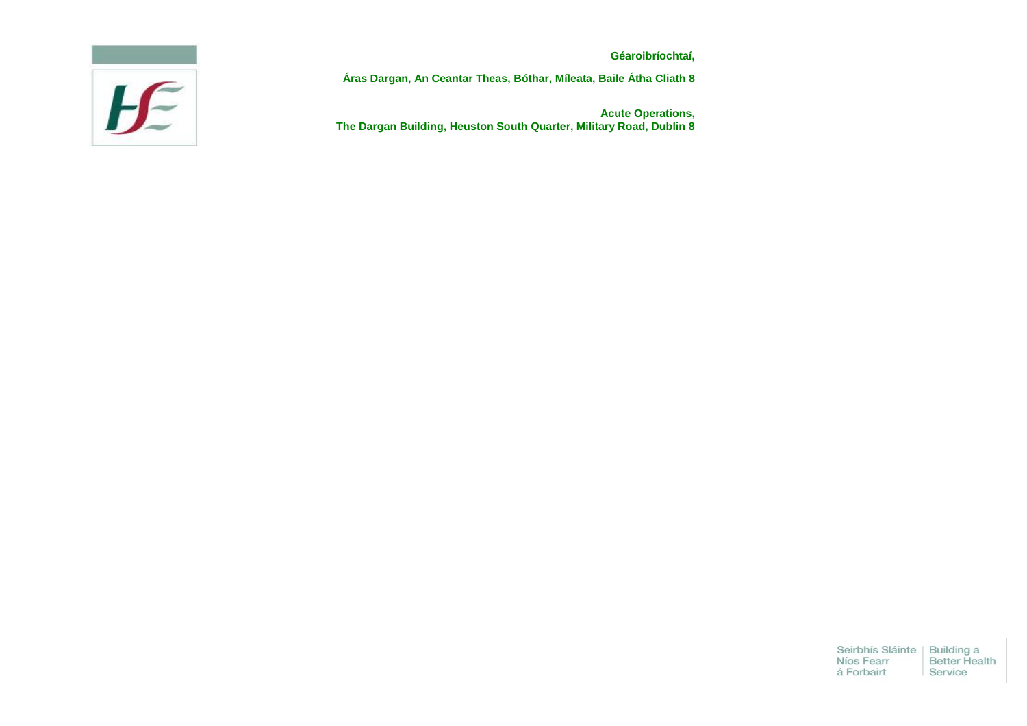**Géaroibríochtaí,**

**Áras Dargan, An Ceantar Theas, Bóthar, Míleata, Baile Átha Cliath 8**

**Acute Operations,**
**The Dargan Building, Heuston South Quarter, Military Road, Dublin 8**

Seirbhís Sláinte Níos Fearr á Forbairt | Building a Better Health Service